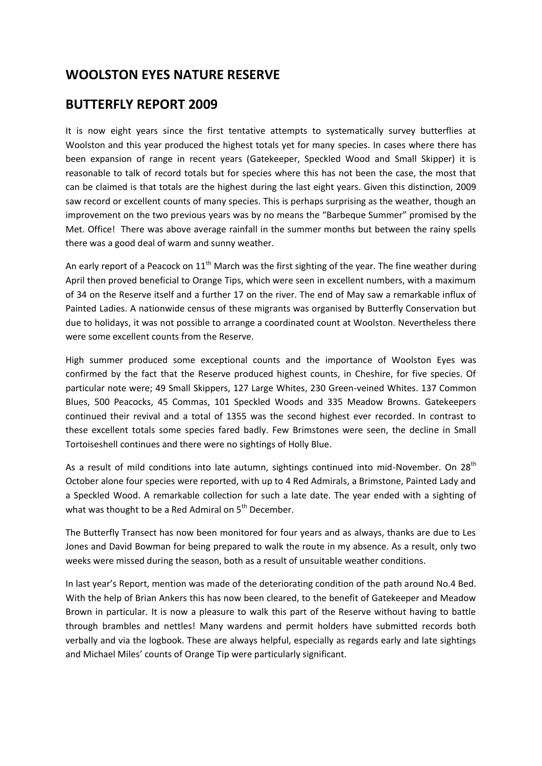## WOOLSTON EYES NATURE RESERVE

## BUTTERFLY REPORT 2009

It is now eight years since the first tentative attempts to systematically survey butterflies at Woolston and this year produced the highest totals yet for many species. In cases where there has been expansion of range in recent years (Gatekeeper, Speckled Wood and Small Skipper) it is reasonable to talk of record totals but for species where this has not been the case, the most that can be claimed is that totals are the highest during the last eight years. Given this distinction, 2009 saw record or excellent counts of many species. This is perhaps surprising as the weather, though an improvement on the two previous years was by no means the "Barbeque Summer" promised by the Met. Office! There was above average rainfall in the summer months but between the rainy spells there was a good deal of warm and sunny weather.

An early report of a Peacock on 11th March was the first sighting of the year. The fine weather during April then proved beneficial to Orange Tips, which were seen in excellent numbers, with a maximum of 34 on the Reserve itself and a further 17 on the river. The end of May saw a remarkable influx of Painted Ladies. A nationwide census of these migrants was organised by Butterfly Conservation but due to holidays, it was not possible to arrange a coordinated count at Woolston. Nevertheless there were some excellent counts from the Reserve.

High summer produced some exceptional counts and the importance of Woolston Eyes was confirmed by the fact that the Reserve produced highest counts, in Cheshire, for five species. Of particular note were; 49 Small Skippers, 127 Large Whites, 230 Green-veined Whites. 137 Common Blues, 500 Peacocks, 45 Commas, 101 Speckled Woods and 335 Meadow Browns. Gatekeepers continued their revival and a total of 1355 was the second highest ever recorded. In contrast to these excellent totals some species fared badly. Few Brimstones were seen, the decline in Small Tortoiseshell continues and there were no sightings of Holly Blue.

As a result of mild conditions into late autumn, sightings continued into mid-November. On 28th October alone four species were reported, with up to 4 Red Admirals, a Brimstone, Painted Lady and a Speckled Wood. A remarkable collection for such a late date. The year ended with a sighting of what was thought to be a Red Admiral on 5th December.

The Butterfly Transect has now been monitored for four years and as always, thanks are due to Les Jones and David Bowman for being prepared to walk the route in my absence. As a result, only two weeks were missed during the season, both as a result of unsuitable weather conditions.

In last year's Report, mention was made of the deteriorating condition of the path around No.4 Bed. With the help of Brian Ankers this has now been cleared, to the benefit of Gatekeeper and Meadow Brown in particular. It is now a pleasure to walk this part of the Reserve without having to battle through brambles and nettles! Many wardens and permit holders have submitted records both verbally and via the logbook. These are always helpful, especially as regards early and late sightings and Michael Miles' counts of Orange Tip were particularly significant.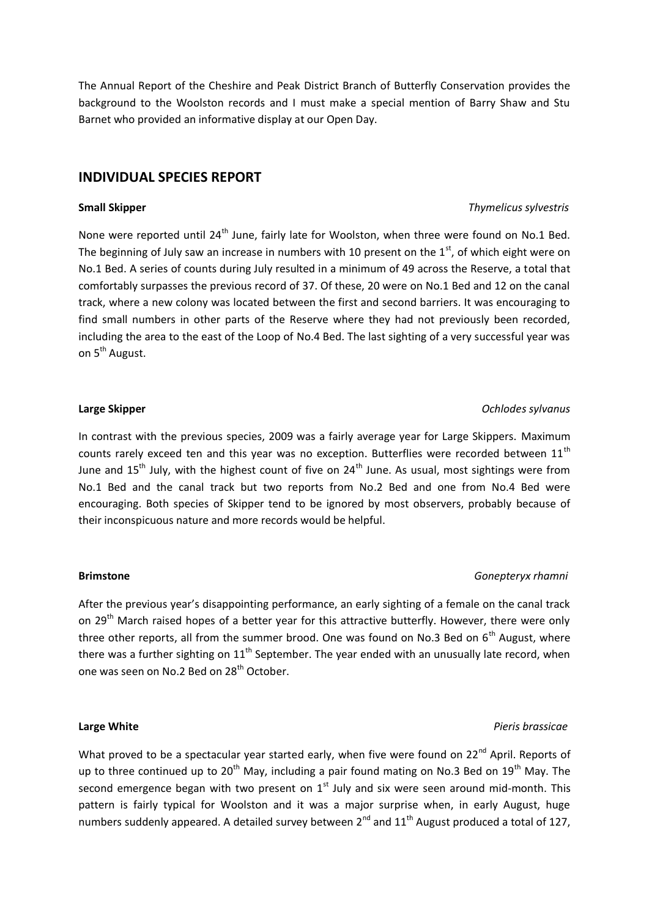The Annual Report of the Cheshire and Peak District Branch of Butterfly Conservation provides the background to the Woolston records and I must make a special mention of Barry Shaw and Stu Barnet who provided an informative display at our Open Day.

## INDIVIDUAL SPECIES REPORT

**Small Skipper** *Thymelicus sylvestris*

None were reported until 24th June, fairly late for Woolston, when three were found on No.1 Bed. The beginning of July saw an increase in numbers with 10 present on the 1st, of which eight were on No.1 Bed. A series of counts during July resulted in a minimum of 49 across the Reserve, a total that comfortably surpasses the previous record of 37. Of these, 20 were on No.1 Bed and 12 on the canal track, where a new colony was located between the first and second barriers. It was encouraging to find small numbers in other parts of the Reserve where they had not previously been recorded, including the area to the east of the Loop of No.4 Bed. The last sighting of a very successful year was on 5th August.

**Large Skipper** *Ochlodes sylvanus*

In contrast with the previous species, 2009 was a fairly average year for Large Skippers. Maximum counts rarely exceed ten and this year was no exception. Butterflies were recorded between 11th June and 15th July, with the highest count of five on 24th June. As usual, most sightings were from No.1 Bed and the canal track but two reports from No.2 Bed and one from No.4 Bed were encouraging. Both species of Skipper tend to be ignored by most observers, probably because of their inconspicuous nature and more records would be helpful.

**Brimstone** *Gonepteryx rhamni*

After the previous year's disappointing performance, an early sighting of a female on the canal track on 29th March raised hopes of a better year for this attractive butterfly. However, there were only three other reports, all from the summer brood. One was found on No.3 Bed on 6th August, where there was a further sighting on 11th September. The year ended with an unusually late record, when one was seen on No.2 Bed on 28th October.

**Large White** *Pieris brassicae*

What proved to be a spectacular year started early, when five were found on 22nd April. Reports of up to three continued up to 20th May, including a pair found mating on No.3 Bed on 19th May. The second emergence began with two present on 1st July and six were seen around mid-month. This pattern is fairly typical for Woolston and it was a major surprise when, in early August, huge numbers suddenly appeared. A detailed survey between 2nd and 11th August produced a total of 127,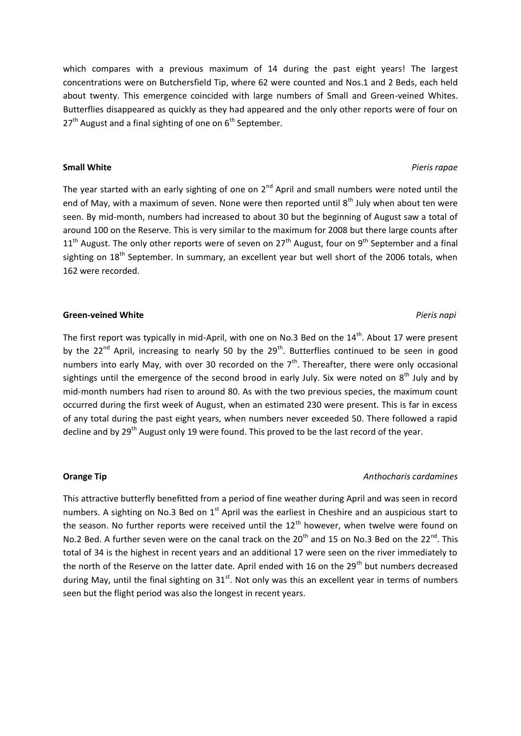which compares with a previous maximum of 14 during the past eight years! The largest concentrations were on Butchersfield Tip, where 62 were counted and Nos.1 and 2 Beds, each held about twenty. This emergence coincided with large numbers of Small and Green-veined Whites. Butterflies disappeared as quickly as they had appeared and the only other reports were of four on 27th August and a final sighting of one on 6th September.

**Small White** *Pieris rapae*

The year started with an early sighting of one on 2nd April and small numbers were noted until the end of May, with a maximum of seven. None were then reported until 8th July when about ten were seen. By mid-month, numbers had increased to about 30 but the beginning of August saw a total of around 100 on the Reserve. This is very similar to the maximum for 2008 but there large counts after 11th August. The only other reports were of seven on 27th August, four on 9th September and a final sighting on 18th September. In summary, an excellent year but well short of the 2006 totals, when 162 were recorded.

**Green-veined White** *Pieris napi*

The first report was typically in mid-April, with one on No.3 Bed on the 14th. About 17 were present by the 22nd April, increasing to nearly 50 by the 29th. Butterflies continued to be seen in good numbers into early May, with over 30 recorded on the 7th. Thereafter, there were only occasional sightings until the emergence of the second brood in early July. Six were noted on 8th July and by mid-month numbers had risen to around 80. As with the two previous species, the maximum count occurred during the first week of August, when an estimated 230 were present. This is far in excess of any total during the past eight years, when numbers never exceeded 50. There followed a rapid decline and by 29th August only 19 were found. This proved to be the last record of the year.

**Orange Tip** *Anthocharis cardamines*

This attractive butterfly benefitted from a period of fine weather during April and was seen in record numbers. A sighting on No.3 Bed on 1st April was the earliest in Cheshire and an auspicious start to the season. No further reports were received until the 12th however, when twelve were found on No.2 Bed. A further seven were on the canal track on the 20th and 15 on No.3 Bed on the 22nd. This total of 34 is the highest in recent years and an additional 17 were seen on the river immediately to the north of the Reserve on the latter date. April ended with 16 on the 29th but numbers decreased during May, until the final sighting on 31st. Not only was this an excellent year in terms of numbers seen but the flight period was also the longest in recent years.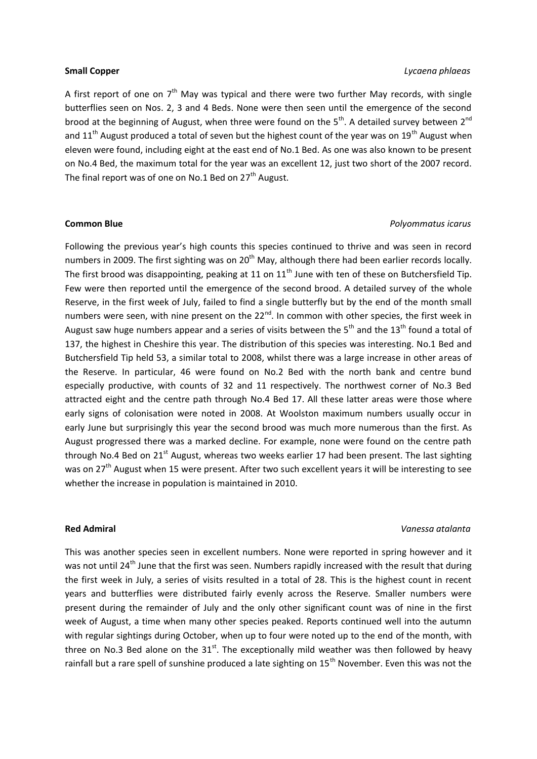**Small Copper** *Lycaena phlaeas*

A first report of one on 7th May was typical and there were two further May records, with single butterflies seen on Nos. 2, 3 and 4 Beds. None were then seen until the emergence of the second brood at the beginning of August, when three were found on the 5th. A detailed survey between 2nd and 11th August produced a total of seven but the highest count of the year was on 19th August when eleven were found, including eight at the east end of No.1 Bed. As one was also known to be present on No.4 Bed, the maximum total for the year was an excellent 12, just two short of the 2007 record. The final report was of one on No.1 Bed on 27th August.

**Common Blue** *Polyommatus icarus*

Following the previous year's high counts this species continued to thrive and was seen in record numbers in 2009. The first sighting was on 20th May, although there had been earlier records locally. The first brood was disappointing, peaking at 11 on 11th June with ten of these on Butchersfield Tip. Few were then reported until the emergence of the second brood. A detailed survey of the whole Reserve, in the first week of July, failed to find a single butterfly but by the end of the month small numbers were seen, with nine present on the 22nd. In common with other species, the first week in August saw huge numbers appear and a series of visits between the 5th and the 13th found a total of 137, the highest in Cheshire this year. The distribution of this species was interesting. No.1 Bed and Butchersfield Tip held 53, a similar total to 2008, whilst there was a large increase in other areas of the Reserve. In particular, 46 were found on No.2 Bed with the north bank and centre bund especially productive, with counts of 32 and 11 respectively. The northwest corner of No.3 Bed attracted eight and the centre path through No.4 Bed 17. All these latter areas were those where early signs of colonisation were noted in 2008. At Woolston maximum numbers usually occur in early June but surprisingly this year the second brood was much more numerous than the first. As August progressed there was a marked decline. For example, none were found on the centre path through No.4 Bed on 21st August, whereas two weeks earlier 17 had been present. The last sighting was on 27th August when 15 were present. After two such excellent years it will be interesting to see whether the increase in population is maintained in 2010.

**Red Admiral** *Vanessa atalanta*

This was another species seen in excellent numbers. None were reported in spring however and it was not until 24th June that the first was seen. Numbers rapidly increased with the result that during the first week in July, a series of visits resulted in a total of 28. This is the highest count in recent years and butterflies were distributed fairly evenly across the Reserve. Smaller numbers were present during the remainder of July and the only other significant count was of nine in the first week of August, a time when many other species peaked. Reports continued well into the autumn with regular sightings during October, when up to four were noted up to the end of the month, with three on No.3 Bed alone on the 31st. The exceptionally mild weather was then followed by heavy rainfall but a rare spell of sunshine produced a late sighting on 15th November. Even this was not the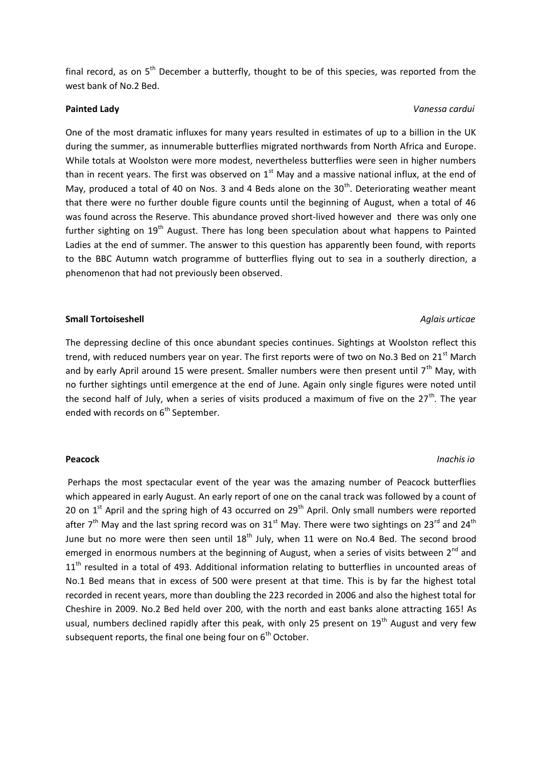final record, as on 5th December a butterfly, thought to be of this species, was reported from the west bank of No.2 Bed.

**Painted Lady** *Vanessa cardui*

One of the most dramatic influxes for many years resulted in estimates of up to a billion in the UK during the summer, as innumerable butterflies migrated northwards from North Africa and Europe. While totals at Woolston were more modest, nevertheless butterflies were seen in higher numbers than in recent years. The first was observed on 1st May and a massive national influx, at the end of May, produced a total of 40 on Nos. 3 and 4 Beds alone on the 30th. Deteriorating weather meant that there were no further double figure counts until the beginning of August, when a total of 46 was found across the Reserve. This abundance proved short-lived however and there was only one further sighting on 19th August. There has long been speculation about what happens to Painted Ladies at the end of summer. The answer to this question has apparently been found, with reports to the BBC Autumn watch programme of butterflies flying out to sea in a southerly direction, a phenomenon that had not previously been observed.

**Small Tortoiseshell** *Aglais urticae*

The depressing decline of this once abundant species continues. Sightings at Woolston reflect this trend, with reduced numbers year on year. The first reports were of two on No.3 Bed on 21st March and by early April around 15 were present. Smaller numbers were then present until 7th May, with no further sightings until emergence at the end of June. Again only single figures were noted until the second half of July, when a series of visits produced a maximum of five on the 27th. The year ended with records on 6th September.

**Peacock** *Inachis io*

Perhaps the most spectacular event of the year was the amazing number of Peacock butterflies which appeared in early August. An early report of one on the canal track was followed by a count of 20 on 1st April and the spring high of 43 occurred on 29th April. Only small numbers were reported after 7th May and the last spring record was on 31st May. There were two sightings on 23rd and 24th June but no more were then seen until 18th July, when 11 were on No.4 Bed. The second brood emerged in enormous numbers at the beginning of August, when a series of visits between 2nd and 11th resulted in a total of 493. Additional information relating to butterflies in uncounted areas of No.1 Bed means that in excess of 500 were present at that time. This is by far the highest total recorded in recent years, more than doubling the 223 recorded in 2006 and also the highest total for Cheshire in 2009. No.2 Bed held over 200, with the north and east banks alone attracting 165! As usual, numbers declined rapidly after this peak, with only 25 present on 19th August and very few subsequent reports, the final one being four on 6th October.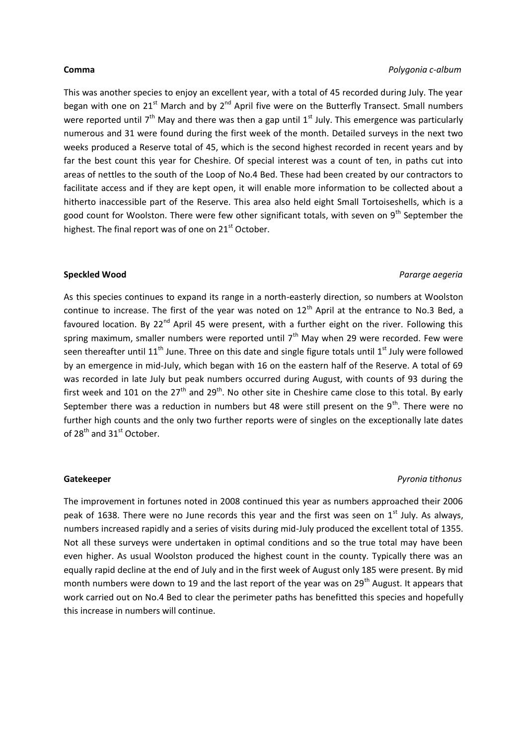**Comma** *Polygonia c-album*

This was another species to enjoy an excellent year, with a total of 45 recorded during July. The year began with one on 21st March and by 2nd April five were on the Butterfly Transect. Small numbers were reported until 7th May and there was then a gap until 1st July. This emergence was particularly numerous and 31 were found during the first week of the month. Detailed surveys in the next two weeks produced a Reserve total of 45, which is the second highest recorded in recent years and by far the best count this year for Cheshire. Of special interest was a count of ten, in paths cut into areas of nettles to the south of the Loop of No.4 Bed. These had been created by our contractors to facilitate access and if they are kept open, it will enable more information to be collected about a hitherto inaccessible part of the Reserve. This area also held eight Small Tortoiseshells, which is a good count for Woolston. There were few other significant totals, with seven on 9th September the highest. The final report was of one on 21st October.

**Speckled Wood** *Pararge aegeria*

As this species continues to expand its range in a north-easterly direction, so numbers at Woolston continue to increase. The first of the year was noted on 12th April at the entrance to No.3 Bed, a favoured location. By 22nd April 45 were present, with a further eight on the river. Following this spring maximum, smaller numbers were reported until 7th May when 29 were recorded. Few were seen thereafter until 11th June. Three on this date and single figure totals until 1st July were followed by an emergence in mid-July, which began with 16 on the eastern half of the Reserve. A total of 69 was recorded in late July but peak numbers occurred during August, with counts of 93 during the first week and 101 on the 27th and 29th. No other site in Cheshire came close to this total. By early September there was a reduction in numbers but 48 were still present on the 9th. There were no further high counts and the only two further reports were of singles on the exceptionally late dates of 28th and 31st October.

**Gatekeeper** *Pyronia tithonus*

The improvement in fortunes noted in 2008 continued this year as numbers approached their 2006 peak of 1638. There were no June records this year and the first was seen on 1st July. As always, numbers increased rapidly and a series of visits during mid-July produced the excellent total of 1355. Not all these surveys were undertaken in optimal conditions and so the true total may have been even higher. As usual Woolston produced the highest count in the county. Typically there was an equally rapid decline at the end of July and in the first week of August only 185 were present. By mid month numbers were down to 19 and the last report of the year was on 29th August. It appears that work carried out on No.4 Bed to clear the perimeter paths has benefitted this species and hopefully this increase in numbers will continue.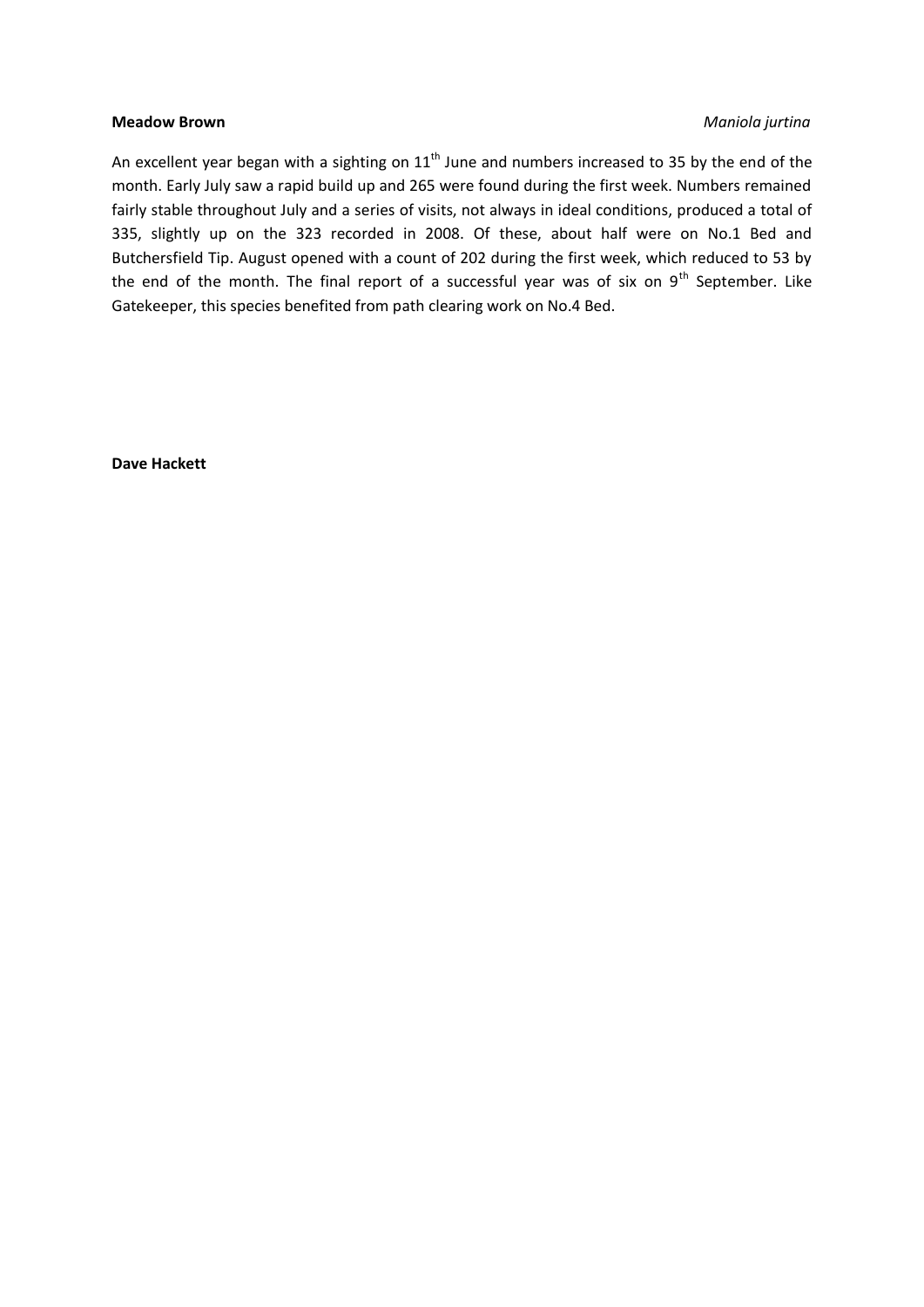**Meadow Brown** *Maniola jurtina*

An excellent year began with a sighting on 11th June and numbers increased to 35 by the end of the month. Early July saw a rapid build up and 265 were found during the first week. Numbers remained fairly stable throughout July and a series of visits, not always in ideal conditions, produced a total of 335, slightly up on the 323 recorded in 2008. Of these, about half were on No.1 Bed and Butchersfield Tip. August opened with a count of 202 during the first week, which reduced to 53 by the end of the month. The final report of a successful year was of six on 9th September. Like Gatekeeper, this species benefited from path clearing work on No.4 Bed.

**Dave Hackett**